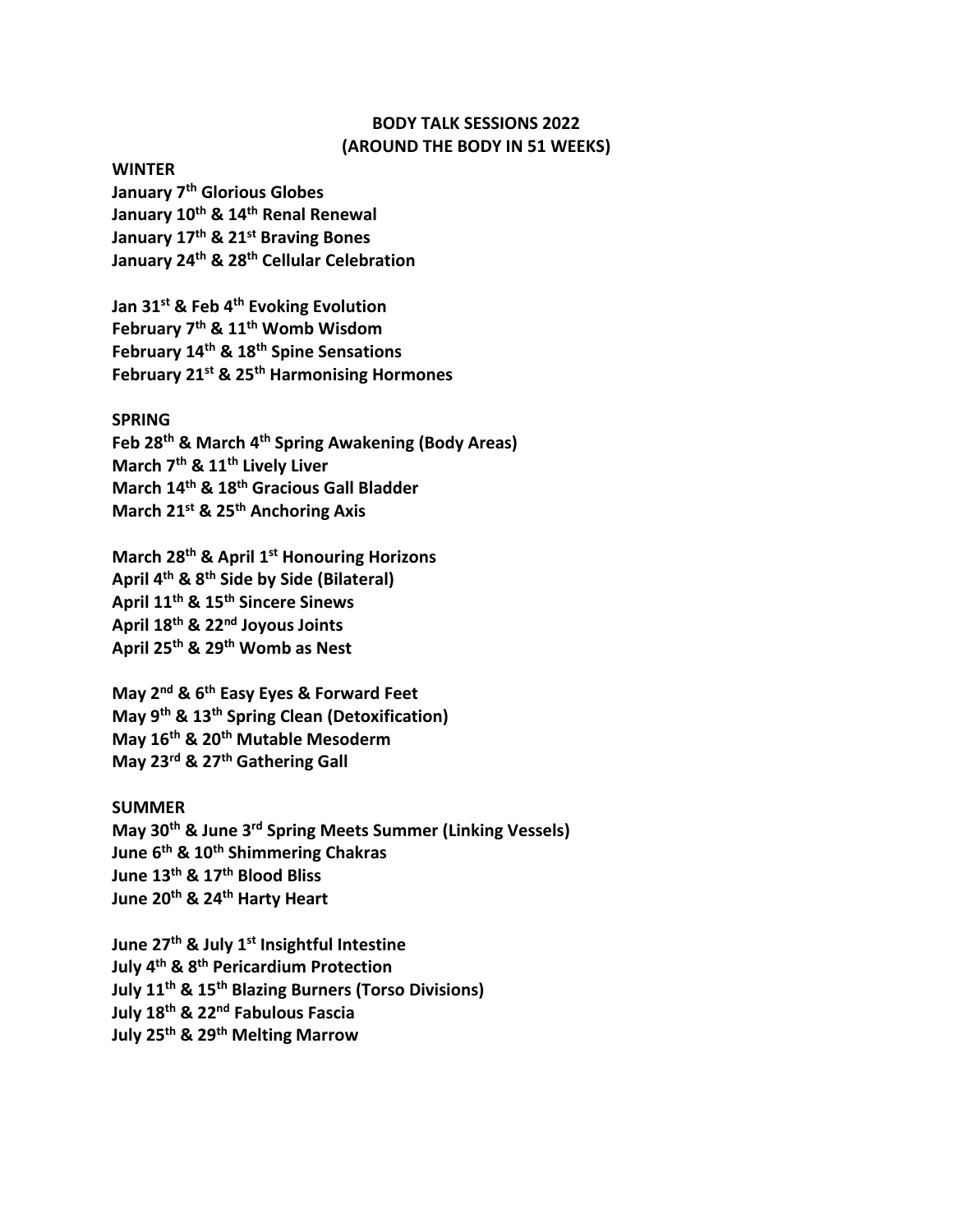# BODY TALK SESSIONS 2022
## (AROUND THE BODY IN 51 WEEKS)

**WINTER**

**January 7th Glorious Globes**
**January 10th & 14th Renal Renewal**
**January 17th & 21st Braving Bones**
**January 24th & 28th Cellular Celebration**

**Jan 31st & Feb 4th Evoking Evolution**
**February 7th & 11th Womb Wisdom**
**February 14th & 18th Spine Sensations**
**February 21st & 25th Harmonising Hormones**

**SPRING**

**Feb 28th & March 4th Spring Awakening (Body Areas)**
**March 7th & 11th Lively Liver**
**March 14th & 18th Gracious Gall Bladder**
**March 21st & 25th Anchoring Axis**

**March 28th & April 1st Honouring Horizons**
**April 4th & 8th Side by Side (Bilateral)**
**April 11th & 15th Sincere Sinews**
**April 18th & 22nd Joyous Joints**
**April 25th & 29th Womb as Nest**

**May 2nd & 6th Easy Eyes & Forward Feet**
**May 9th & 13th Spring Clean (Detoxification)**
**May 16th & 20th Mutable Mesoderm**
**May 23rd & 27th Gathering Gall**

**SUMMER**

**May 30th & June 3rd Spring Meets Summer (Linking Vessels)**
**June 6th & 10th Shimmering Chakras**
**June 13th & 17th Blood Bliss**
**June 20th & 24th Harty Heart**

**June 27th & July 1st Insightful Intestine**
**July 4th & 8th Pericardium Protection**
**July 11th & 15th Blazing Burners (Torso Divisions)**
**July 18th & 22nd Fabulous Fascia**
**July 25th & 29th Melting Marrow**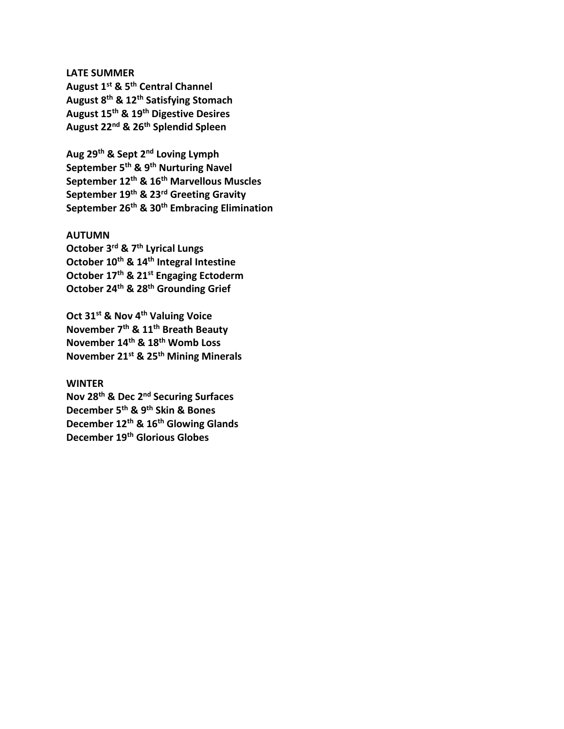**LATE SUMMER**
**August 1st & 5th Central Channel**
**August 8th & 12th Satisfying Stomach**
**August 15th & 19th Digestive Desires**
**August 22nd & 26th Splendid Spleen**

**Aug 29th & Sept 2nd Loving Lymph**
**September 5th & 9th Nurturing Navel**
**September 12th & 16th Marvellous Muscles**
**September 19th & 23rd Greeting Gravity**
**September 26th & 30th Embracing Elimination**

**AUTUMN**
**October 3rd & 7th Lyrical Lungs**
**October 10th & 14th Integral Intestine**
**October 17th & 21st Engaging Ectoderm**
**October 24th & 28th Grounding Grief**

**Oct 31st & Nov 4th Valuing Voice**
**November 7th & 11th Breath Beauty**
**November 14th & 18th Womb Loss**
**November 21st & 25th Mining Minerals**

**WINTER**
**Nov 28th & Dec 2nd Securing Surfaces**
**December 5th & 9th Skin & Bones**
**December 12th & 16th Glowing Glands**
**December 19th Glorious Globes**